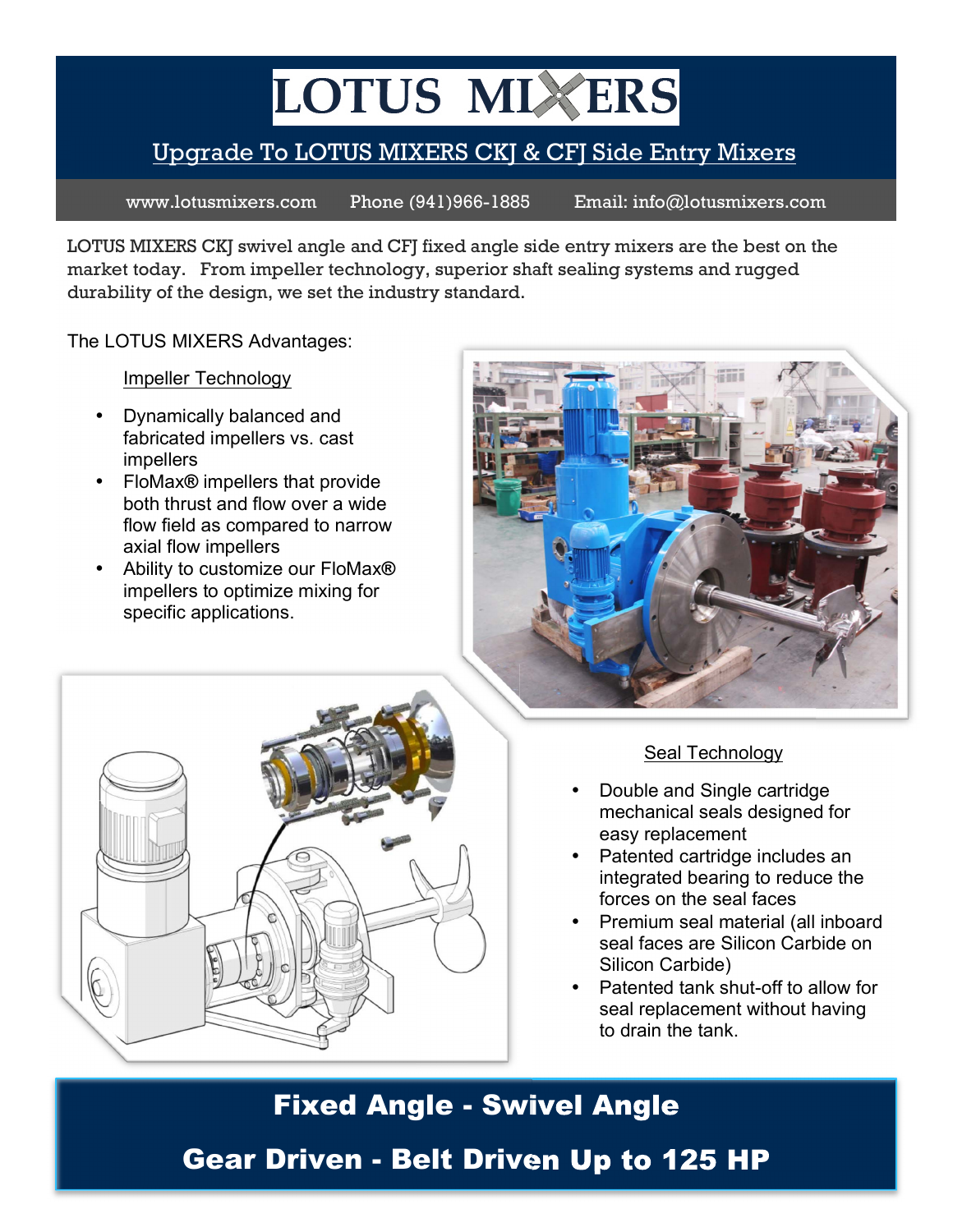# LOTUS MIXERS

## Upgrade To LOTUS MIXERS CKJ & CFJ Side Entry Mixers

www.lotusmixers.com Phone (941)966-1885 Email: info@lotusmixers.com

LOTUS MIXERS CKJ swivel angle and CFJ fixed angle side entry mixers are the best on the market today. From impeller technology, superior shaft sealing systems and rugged durability of the design, we set the industry standard.

The LOTUS MIXERS Advantages:

Impeller Technology

- Dynamically balanced and fabricated impellers vs. cast impellers
- FloMax® impellers that provide both thrust and flow over a wide flow field as compared to narrow axial flow impellers
- Ability to customize our FloMax® impellers to optimize mixing for specific applications.

Seal Technology

- Double and Single cartridge mechanical seals designed for easy replacement
- Patented cartridge includes an integrated bearing to reduce the forces on the seal faces
- Premium seal material (all inboard seal faces are Silicon Carbide on Silicon Carbide)
- Patented tank shut-off to allow for seal replacement without having to drain the tank.

**Fixed Angle - Swivel Angle**

**Gear Driven - Belt Driven Up to 125 HP**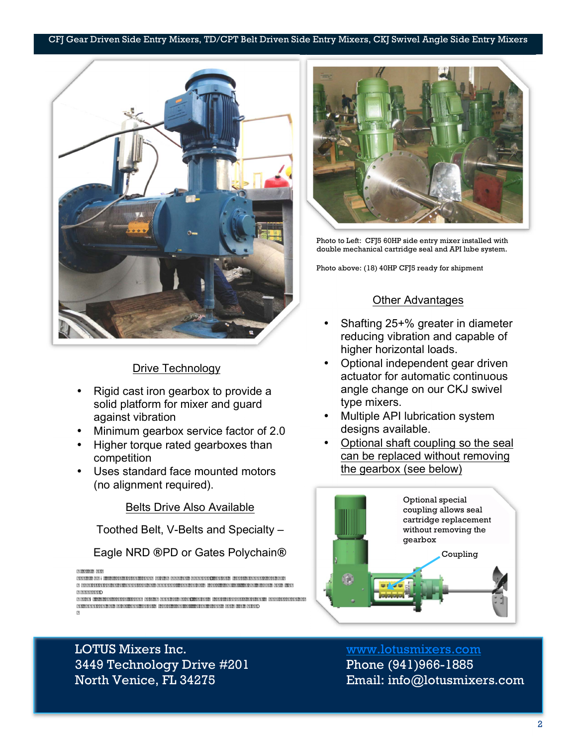Photo to Left: CFJ5 60HP side entry mixer installed with double mechanical cartridge seal and API lube system.

Photo above: (18) 40HP CFJ5 ready for shipment

## Drive Technology

- Rigid cast iron gearbox to provide a solid platform for mixer and guard against vibration
- Minimum gearbox service factor of 2.0
- Higher torque rated gearboxes than competition
- Uses standard face mounted motors (no alignment required).

## Belts Drive Also Available

Toothed Belt, V-Belts and Specialty –

Eagle NRD ®PD or Gates Polychain®

## Other Advantages

- Shafting 25+% greater in diameter reducing vibration and capable of higher horizontal loads.
- Optional independent gear driven actuator for automatic continuous angle change on our CKJ swivel type mixers.
- Multiple API lubrication system designs available.
- Optional shaft coupling so the seal can be replaced without removing the gearbox (see below)

Optional special coupling allows seal cartridge replacement without removing the gearbox

Coupling

LOTUS Mixers Inc.
3449 Technology Drive #201
North Venice, FL 34275

www.lotusmixers.com
Phone (941)966-1885
Email: info@lotusmixers.com